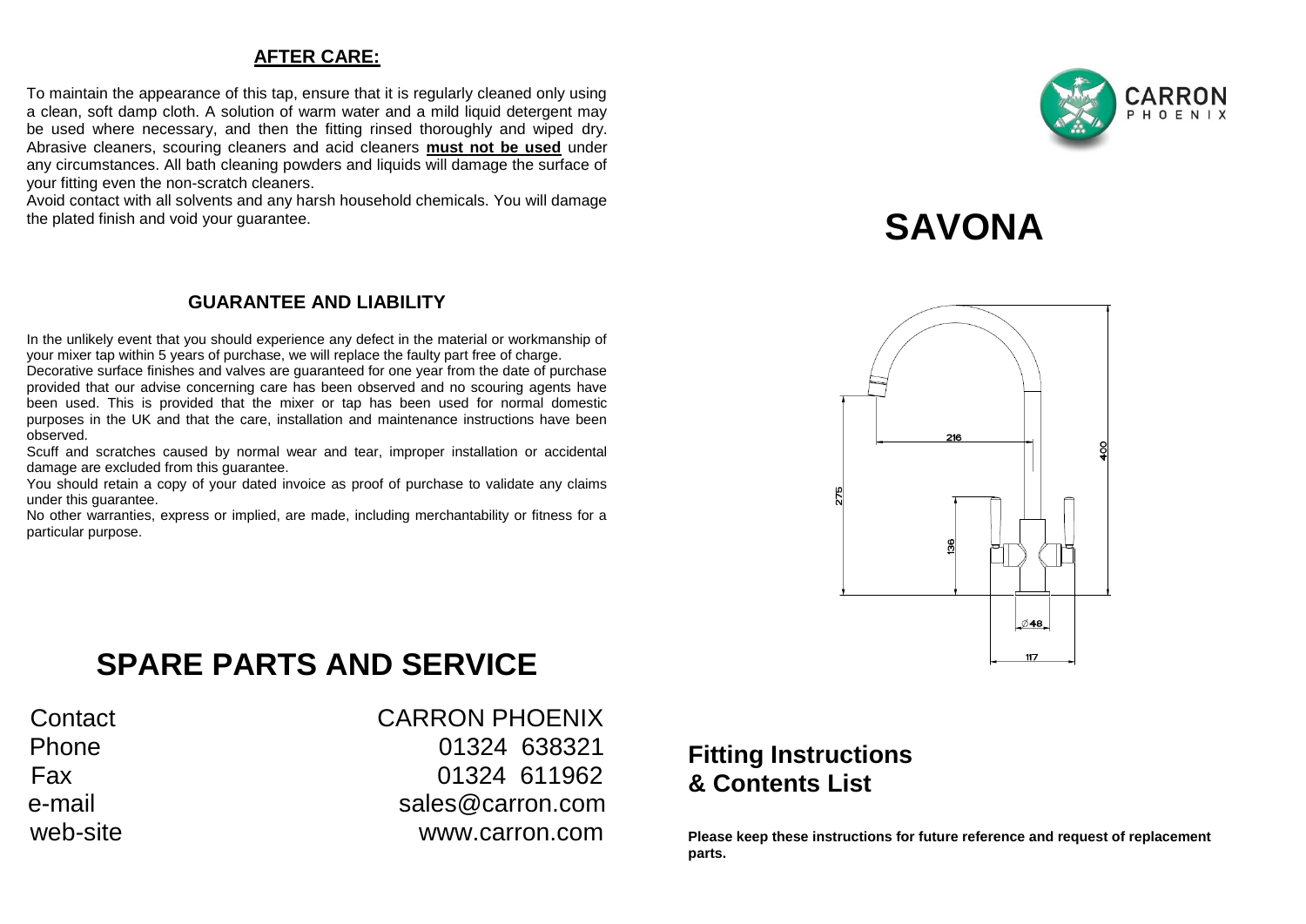## AFTER CARE:

To maintain the appearance of this tap, ensure that it is regularly cleaned only using a clean, soft damp cloth. A solution of warm water and a mild liquid detergent may be used where necessary, and then the fitting rinsed thoroughly and wiped dry. Abrasive cleaners, scouring cleaners and acid cleaners **must not be used** under any circumstances. All bath cleaning powders and liquids will damage the surface of your fitting even the non-scratch cleaners.
Avoid contact with all solvents and any harsh household chemicals. You will damage the plated finish and void your guarantee.

## GUARANTEE AND LIABILITY

In the unlikely event that you should experience any defect in the material or workmanship of your mixer tap within 5 years of purchase, we will replace the faulty part free of charge.
Decorative surface finishes and valves are guaranteed for one year from the date of purchase provided that our advise concerning care has been observed and no scouring agents have been used. This is provided that the mixer or tap has been used for normal domestic purposes in the UK and that the care, installation and maintenance instructions have been observed.
Scuff and scratches caused by normal wear and tear, improper installation or accidental damage are excluded from this guarantee.
You should retain a copy of your dated invoice as proof of purchase to validate any claims under this guarantee.
No other warranties, express or implied, are made, including merchantability or fitness for a particular purpose.

# SPARE PARTS AND SERVICE

| | |
|---|---|
| Contact | CARRON PHOENIX |
| Phone | 01324 638321 |
| Fax | 01324 611962 |
| e-mail | sales@carron.com |
| web-site | www.carron.com |

CARRON PHOENIX

# SAVONA

216
400
275
136
⌀48
117

## Fitting Instructions & Contents List

**Please keep these instructions for future reference and request of replacement parts.**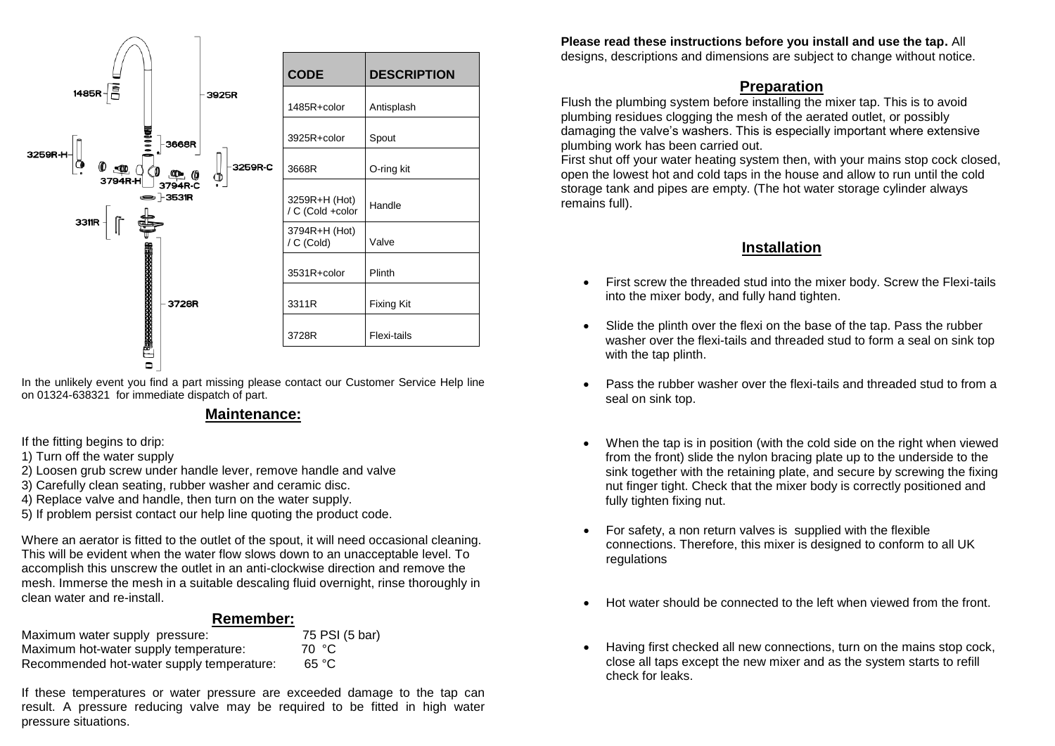1485R
3925R
3668R
3259R-H
3259R-C
3794R-H
3794R-C
3531R
3311R
3728R

| CODE | DESCRIPTION |
|---|---|
| 1485R+color | Antisplash |
| 3925R+color | Spout |
| 3668R | O-ring kit |
| 3259R+H (Hot) / C (Cold +color | Handle |
| 3794R+H (Hot) / C (Cold) | Valve |
| 3531R+color | Plinth |
| 3311R | Fixing Kit |
| 3728R | Flexi-tails |

In the unlikely event you find a part missing please contact our Customer Service Help line on 01324-638321 for immediate dispatch of part.

## Maintenance:

If the fitting begins to drip:
1) Turn off the water supply
2) Loosen grub screw under handle lever, remove handle and valve
3) Carefully clean seating, rubber washer and ceramic disc.
4) Replace valve and handle, then turn on the water supply.
5) If problem persist contact our help line quoting the product code.

Where an aerator is fitted to the outlet of the spout, it will need occasional cleaning. This will be evident when the water flow slows down to an unacceptable level. To accomplish this unscrew the outlet in an anti-clockwise direction and remove the mesh. Immerse the mesh in a suitable descaling fluid overnight, rinse thoroughly in clean water and re-install.

## Remember:

| | |
|---|---|
| Maximum water supply pressure: | 75 PSI (5 bar) |
| Maximum hot-water supply temperature: | 70 °C |
| Recommended hot-water supply temperature: | 65 °C |

If these temperatures or water pressure are exceeded damage to the tap can result. A pressure reducing valve may be required to be fitted in high water pressure situations.

**Please read these instructions before you install and use the tap.** All designs, descriptions and dimensions are subject to change without notice.

## Preparation

Flush the plumbing system before installing the mixer tap. This is to avoid plumbing residues clogging the mesh of the aerated outlet, or possibly damaging the valve's washers. This is especially important where extensive plumbing work has been carried out.
First shut off your water heating system then, with your mains stop cock closed, open the lowest hot and cold taps in the house and allow to run until the cold storage tank and pipes are empty. (The hot water storage cylinder always remains full).

## Installation

- First screw the threaded stud into the mixer body. Screw the Flexi-tails into the mixer body, and fully hand tighten.
- Slide the plinth over the flexi on the base of the tap. Pass the rubber washer over the flexi-tails and threaded stud to form a seal on sink top with the tap plinth.
- Pass the rubber washer over the flexi-tails and threaded stud to from a seal on sink top.
- When the tap is in position (with the cold side on the right when viewed from the front) slide the nylon bracing plate up to the underside to the sink together with the retaining plate, and secure by screwing the fixing nut finger tight. Check that the mixer body is correctly positioned and fully tighten fixing nut.
- For safety, a non return valves is supplied with the flexible connections. Therefore, this mixer is designed to conform to all UK regulations
- Hot water should be connected to the left when viewed from the front.
- Having first checked all new connections, turn on the mains stop cock, close all taps except the new mixer and as the system starts to refill check for leaks.